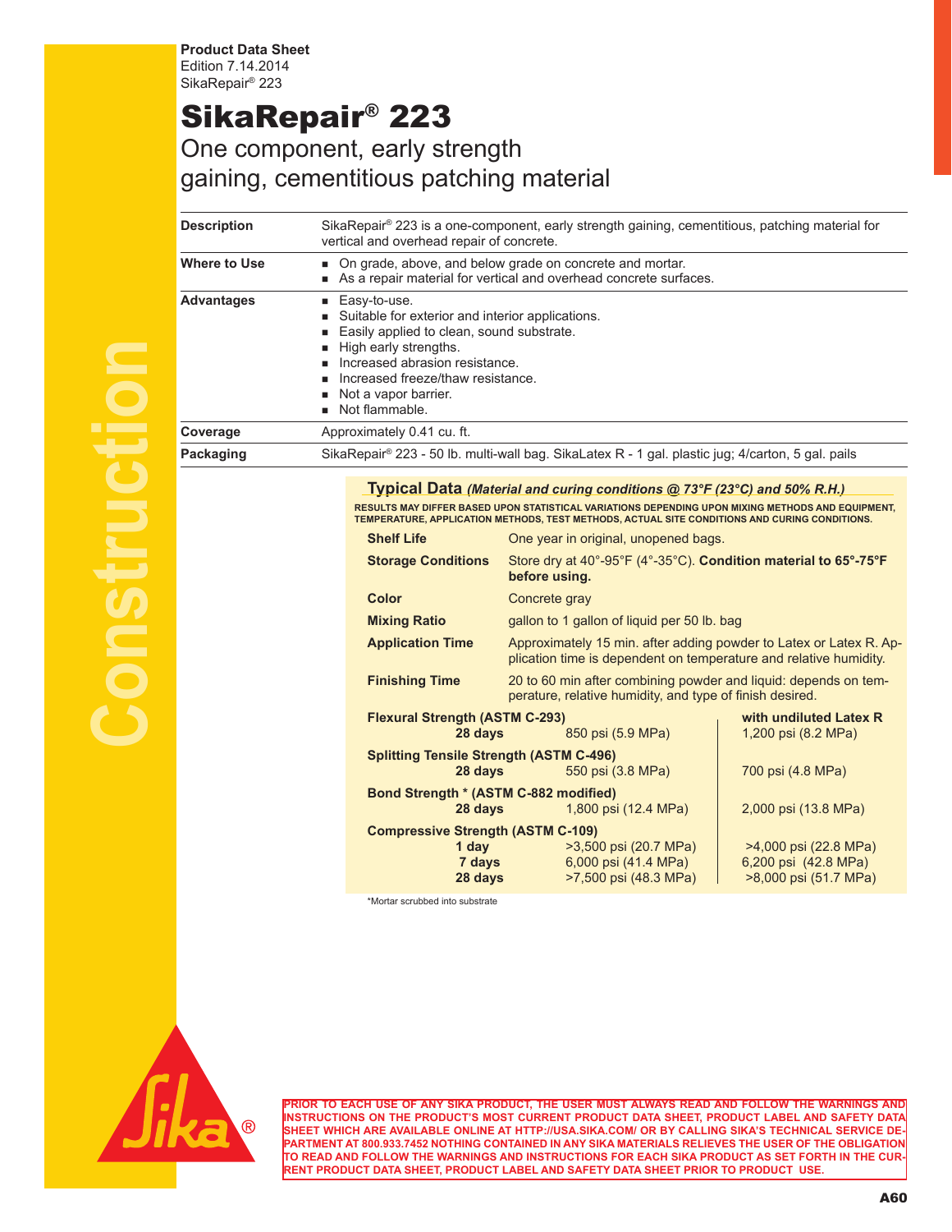**Product Data Sheet**
Edition 7.14.2014
SikaRepair® 223

# SikaRepair® 223

## One component, early strength gaining, cementitious patching material

| | |
|---|---|
| **Description** | SikaRepair® 223 is a one-component, early strength gaining, cementitious, patching material for vertical and overhead repair of concrete. |
| **Where to Use** | ■ On grade, above, and below grade on concrete and mortar.<br>■ As a repair material for vertical and overhead concrete surfaces. |
| **Advantages** | ■ Easy-to-use.<br>■ Suitable for exterior and interior applications.<br>■ Easily applied to clean, sound substrate.<br>■ High early strengths.<br>■ Increased abrasion resistance.<br>■ Increased freeze/thaw resistance.<br>■ Not a vapor barrier.<br>■ Not flammable. |
| **Coverage** | Approximately 0.41 cu. ft. |
| **Packaging** | SikaRepair® 223 - 50 lb. multi-wall bag. SikaLatex R - 1 gal. plastic jug; 4/carton, 5 gal. pails |

### Typical Data *(Material and curing conditions @ 73°F (23°C) and 50% R.H.)*

RESULTS MAY DIFFER BASED UPON STATISTICAL VARIATIONS DEPENDING UPON MIXING METHODS AND EQUIPMENT, TEMPERATURE, APPLICATION METHODS, TEST METHODS, ACTUAL SITE CONDITIONS AND CURING CONDITIONS.

| | |
|---|---|
| **Shelf Life** | One year in original, unopened bags. |
| **Storage Conditions** | Store dry at 40°-95°F (4°-35°C). **Condition material to 65°-75°F before using.** |
| **Color** | Concrete gray |
| **Mixing Ratio** | gallon to 1 gallon of liquid per 50 lb. bag |
| **Application Time** | Approximately 15 min. after adding powder to Latex or Latex R. Application time is dependent on temperature and relative humidity. |
| **Finishing Time** | 20 to 60 min after combining powder and liquid: depends on temperature, relative humidity, and type of finish desired. |

| | | |
|---|---|---|
| **Flexural Strength (ASTM C-293)** | | **with undiluted Latex R** |
| **28 days** | 850 psi (5.9 MPa) | 1,200 psi (8.2 MPa) |
| **Splitting Tensile Strength (ASTM C-496)** | | |
| **28 days** | 550 psi (3.8 MPa) | 700 psi (4.8 MPa) |
| **Bond Strength * (ASTM C-882 modified)** | | |
| **28 days** | 1,800 psi (12.4 MPa) | 2,000 psi (13.8 MPa) |
| **Compressive Strength (ASTM C-109)** | | |
| **1 day** | >3,500 psi (20.7 MPa) | >4,000 psi (22.8 MPa) |
| **7 days** | 6,000 psi (41.4 MPa) | 6,200 psi (42.8 MPa) |
| **28 days** | >7,500 psi (48.3 MPa) | >8,000 psi (51.7 MPa) |

*Mortar scrubbed into substrate

PRIOR TO EACH USE OF ANY SIKA PRODUCT, THE USER MUST ALWAYS READ AND FOLLOW THE WARNINGS AND INSTRUCTIONS ON THE PRODUCT'S MOST CURRENT PRODUCT DATA SHEET, PRODUCT LABEL AND SAFETY DATA SHEET WHICH ARE AVAILABLE ONLINE AT HTTP://USA.SIKA.COM/ OR BY CALLING SIKA'S TECHNICAL SERVICE DEPARTMENT AT 800.933.7452 NOTHING CONTAINED IN ANY SIKA MATERIALS RELIEVES THE USER OF THE OBLIGATION TO READ AND FOLLOW THE WARNINGS AND INSTRUCTIONS FOR EACH SIKA PRODUCT AS SET FORTH IN THE CURRENT PRODUCT DATA SHEET, PRODUCT LABEL AND SAFETY DATA SHEET PRIOR TO PRODUCT USE.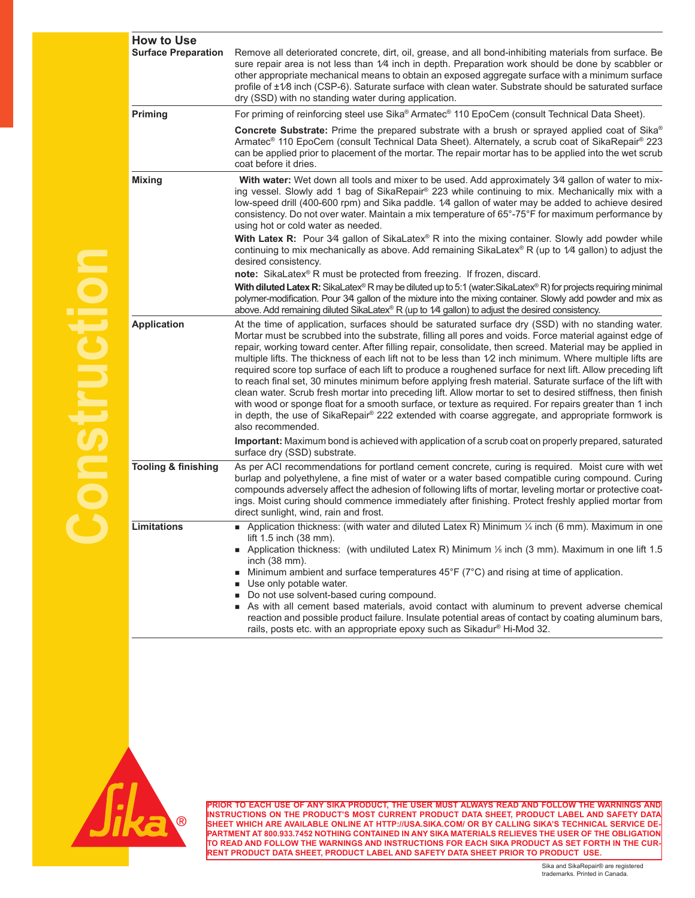## How to Use

**Surface Preparation**

Remove all deteriorated concrete, dirt, oil, grease, and all bond-inhibiting materials from surface. Be sure repair area is not less than 1⁄4 inch in depth. Preparation work should be done by scabbler or other appropriate mechanical means to obtain an exposed aggregate surface with a minimum surface profile of ±1⁄8 inch (CSP-6). Saturate surface with clean water. Substrate should be saturated surface dry (SSD) with no standing water during application.

**Priming**

For priming of reinforcing steel use Sika® Armatec® 110 EpoCem (consult Technical Data Sheet).

**Concrete Substrate:** Prime the prepared substrate with a brush or sprayed applied coat of Sika® Armatec® 110 EpoCem (consult Technical Data Sheet). Alternately, a scrub coat of SikaRepair® 223 can be applied prior to placement of the mortar. The repair mortar has to be applied into the wet scrub coat before it dries.

**Mixing**

**With water:** Wet down all tools and mixer to be used. Add approximately 3⁄4 gallon of water to mixing vessel. Slowly add 1 bag of SikaRepair® 223 while continuing to mix. Mechanically mix with a low-speed drill (400-600 rpm) and Sika paddle. 1⁄4 gallon of water may be added to achieve desired consistency. Do not over water. Maintain a mix temperature of 65°-75°F for maximum performance by using hot or cold water as needed.

**With Latex R:** Pour 3⁄4 gallon of SikaLatex® R into the mixing container. Slowly add powder while continuing to mix mechanically as above. Add remaining SikaLatex® R (up to 1⁄4 gallon) to adjust the desired consistency.

**note:** SikaLatex® R must be protected from freezing. If frozen, discard.

**With diluted Latex R:** SikaLatex® R may be diluted up to 5:1 (water:SikaLatex® R) for projects requiring minimal polymer-modification. Pour 3⁄4 gallon of the mixture into the mixing container. Slowly add powder and mix as above. Add remaining diluted SikaLatex® R (up to 1⁄4 gallon) to adjust the desired consistency.

**Application**

At the time of application, surfaces should be saturated surface dry (SSD) with no standing water. Mortar must be scrubbed into the substrate, filling all pores and voids. Force material against edge of repair, working toward center. After filling repair, consolidate, then screed. Material may be applied in multiple lifts. The thickness of each lift not to be less than 1⁄2 inch minimum. Where multiple lifts are required score top surface of each lift to produce a roughened surface for next lift. Allow preceding lift to reach final set, 30 minutes minimum before applying fresh material. Saturate surface of the lift with clean water. Scrub fresh mortar into preceding lift. Allow mortar to set to desired stiffness, then finish with wood or sponge float for a smooth surface, or texture as required. For repairs greater than 1 inch in depth, the use of SikaRepair® 222 extended with coarse aggregate, and appropriate formwork is also recommended.

**Important:** Maximum bond is achieved with application of a scrub coat on properly prepared, saturated surface dry (SSD) substrate.

**Tooling & finishing**

As per ACI recommendations for portland cement concrete, curing is required. Moist cure with wet burlap and polyethylene, a fine mist of water or a water based compatible curing compound. Curing compounds adversely affect the adhesion of following lifts of mortar, leveling mortar or protective coatings. Moist curing should commence immediately after finishing. Protect freshly applied mortar from direct sunlight, wind, rain and frost.

**Limitations**

- Application thickness: (with water and diluted Latex R) Minimum ¼ inch (6 mm). Maximum in one lift 1.5 inch (38 mm).
- Application thickness: (with undiluted Latex R) Minimum ⅛ inch (3 mm). Maximum in one lift 1.5 inch (38 mm).
- Minimum ambient and surface temperatures 45°F (7°C) and rising at time of application.
- Use only potable water.
- Do not use solvent-based curing compound.
- As with all cement based materials, avoid contact with aluminum to prevent adverse chemical reaction and possible product failure. Insulate potential areas of contact by coating aluminum bars, rails, posts etc. with an appropriate epoxy such as Sikadur® Hi-Mod 32.

**PRIOR TO EACH USE OF ANY SIKA PRODUCT, THE USER MUST ALWAYS READ AND FOLLOW THE WARNINGS AND INSTRUCTIONS ON THE PRODUCT'S MOST CURRENT PRODUCT DATA SHEET, PRODUCT LABEL AND SAFETY DATA SHEET WHICH ARE AVAILABLE ONLINE AT HTTP://USA.SIKA.COM/ OR BY CALLING SIKA'S TECHNICAL SERVICE DEPARTMENT AT 800.933.7452 NOTHING CONTAINED IN ANY SIKA MATERIALS RELIEVES THE USER OF THE OBLIGATION TO READ AND FOLLOW THE WARNINGS AND INSTRUCTIONS FOR EACH SIKA PRODUCT AS SET FORTH IN THE CURRENT PRODUCT DATA SHEET, PRODUCT LABEL AND SAFETY DATA SHEET PRIOR TO PRODUCT USE.**

Sika and SikaRepair® are registered trademarks. Printed in Canada.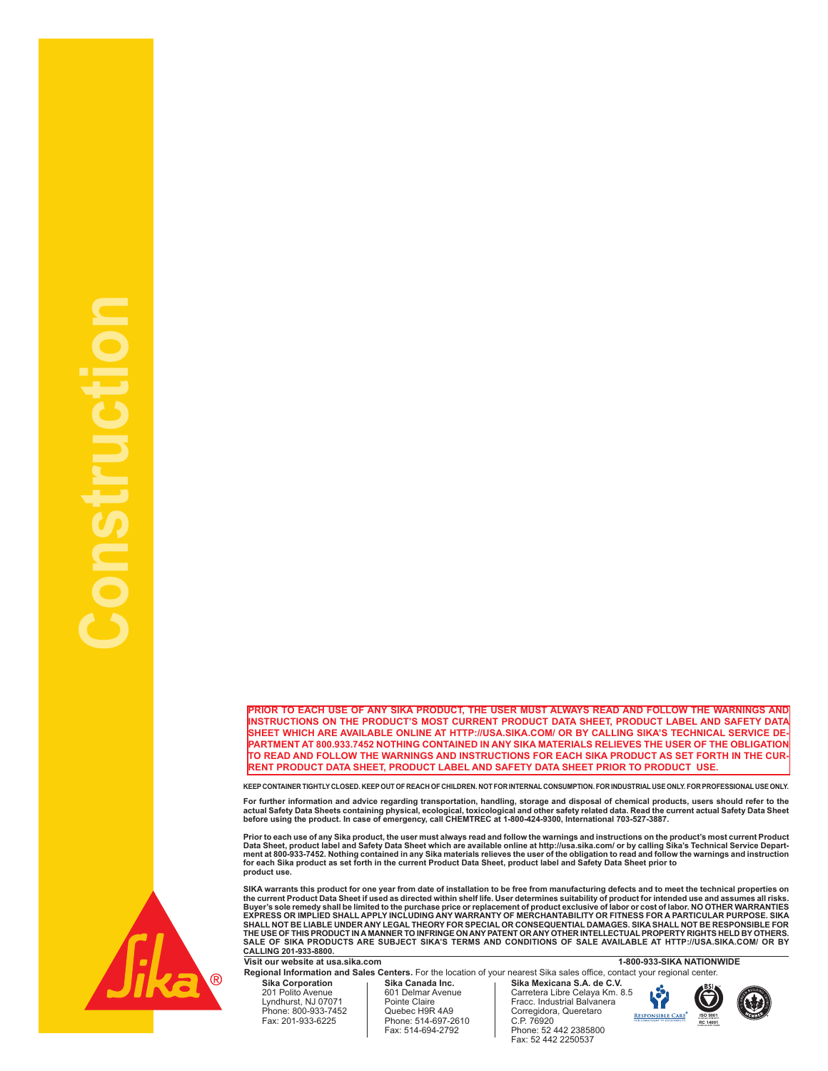Construction

**PRIOR TO EACH USE OF ANY SIKA PRODUCT, THE USER MUST ALWAYS READ AND FOLLOW THE WARNINGS AND INSTRUCTIONS ON THE PRODUCT'S MOST CURRENT PRODUCT DATA SHEET, PRODUCT LABEL AND SAFETY DATA SHEET WHICH ARE AVAILABLE ONLINE AT HTTP://USA.SIKA.COM/ OR BY CALLING SIKA'S TECHNICAL SERVICE DEPARTMENT AT 800.933.7452 NOTHING CONTAINED IN ANY SIKA MATERIALS RELIEVES THE USER OF THE OBLIGATION TO READ AND FOLLOW THE WARNINGS AND INSTRUCTIONS FOR EACH SIKA PRODUCT AS SET FORTH IN THE CURRENT PRODUCT DATA SHEET, PRODUCT LABEL AND SAFETY DATA SHEET PRIOR TO PRODUCT USE.**

**KEEP CONTAINER TIGHTLY CLOSED. KEEP OUT OF REACH OF CHILDREN. NOT FOR INTERNAL CONSUMPTION. FOR INDUSTRIAL USE ONLY. FOR PROFESSIONAL USE ONLY.**

**For further information and advice regarding transportation, handling, storage and disposal of chemical products, users should refer to the actual Safety Data Sheets containing physical, ecological, toxicological and other safety related data. Read the current actual Safety Data Sheet before using the product. In case of emergency, call CHEMTREC at 1-800-424-9300, International 703-527-3887.**

**Prior to each use of any Sika product, the user must always read and follow the warnings and instructions on the product's most current Product Data Sheet, product label and Safety Data Sheet which are available online at http://usa.sika.com/ or by calling Sika's Technical Service Department at 800-933-7452. Nothing contained in any Sika materials relieves the user of the obligation to read and follow the warnings and instruction for each Sika product as set forth in the current Product Data Sheet, product label and Safety Data Sheet prior to product use.**

**SIKA warrants this product for one year from date of installation to be free from manufacturing defects and to meet the technical properties on the current Product Data Sheet if used as directed within shelf life. User determines suitability of product for intended use and assumes all risks. Buyer's sole remedy shall be limited to the purchase price or replacement of product exclusive of labor or cost of labor. NO OTHER WARRANTIES EXPRESS OR IMPLIED SHALL APPLY INCLUDING ANY WARRANTY OF MERCHANTABILITY OR FITNESS FOR A PARTICULAR PURPOSE. SIKA SHALL NOT BE LIABLE UNDER ANY LEGAL THEORY FOR SPECIAL OR CONSEQUENTIAL DAMAGES. SIKA SHALL NOT BE RESPONSIBLE FOR THE USE OF THIS PRODUCT IN A MANNER TO INFRINGE ON ANY PATENT OR ANY OTHER INTELLECTUAL PROPERTY RIGHTS HELD BY OTHERS. SALE OF SIKA PRODUCTS ARE SUBJECT SIKA'S TERMS AND CONDITIONS OF SALE AVAILABLE AT HTTP://USA.SIKA.COM/ OR BY CALLING 201-933-8800.**

**Visit our website at usa.sika.com** **1-800-933-SIKA NATIONWIDE**

**Regional Information and Sales Centers.** For the location of your nearest Sika sales office, contact your regional center.

**Sika Corporation**
201 Polito Avenue
Lyndhurst, NJ 07071
Phone: 800-933-7452
Fax: 201-933-6225

**Sika Canada Inc.**
601 Delmar Avenue
Pointe Claire
Quebec H9R 4A9
Phone: 514-697-2610
Fax: 514-694-2792

**Sika Mexicana S.A. de C.V.**
Carretera Libre Celaya Km. 8.5
Fracc. Industrial Balvanera
Corregidora, Queretaro
C.P. 76920
Phone: 52 442 2385800
Fax: 52 442 2250537

RESPONSIBLE CARE®

ISO 9001
RC 14001